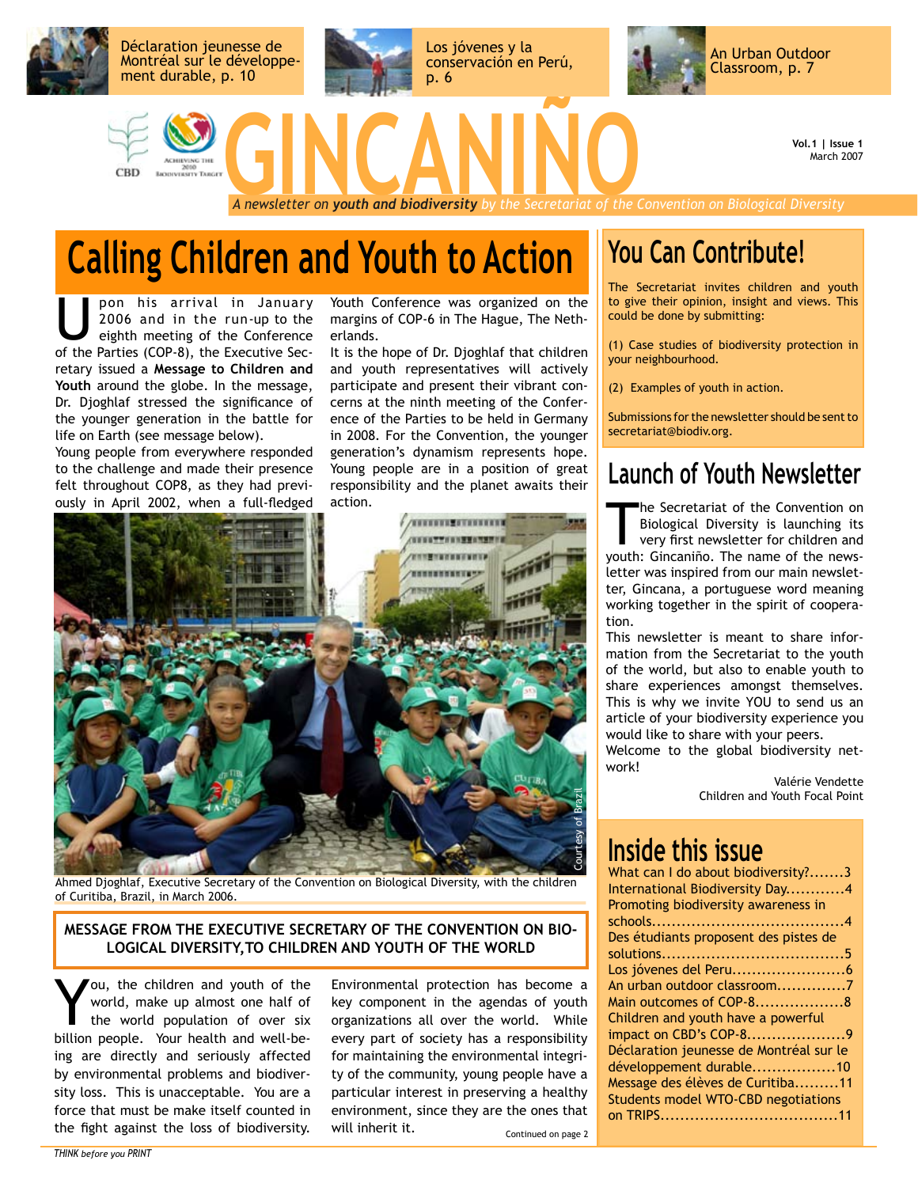Déclaration jeunesse de Montréal sur le développement durable, p. 10

Los jóvenes y la conservación en Perú, p. 6

An Urban Outdoor Classroom, p. 7

# GINCANIÑO

*A newsletter on* ***youth and biodiversity*** *by the Secretariat of the Convention on Biological Diversity*

Vol.1 | Issue 1
March 2007

## Calling Children and Youth to Action

Upon his arrival in January 2006 and in the run-up to the eighth meeting of the Conference of the Parties (COP-8), the Executive Secretary issued a **Message to Children and Youth** around the globe. In the message, Dr. Djoghlaf stressed the significance of the younger generation in the battle for life on Earth (see message below).

Young people from everywhere responded to the challenge and made their presence felt throughout COP8, as they had previously in April 2002, when a full-fledged Youth Conference was organized on the margins of COP-6 in The Hague, The Netherlands.

It is the hope of Dr. Djoghlaf that children and youth representatives will actively participate and present their vibrant concerns at the ninth meeting of the Conference of the Parties to be held in Germany in 2008. For the Convention, the younger generation's dynamism represents hope. Young people are in a position of great responsibility and the planet awaits their action.

Courtesy of Brazil

Ahmed Djoghlaf, Executive Secretary of the Convention on Biological Diversity, with the children of Curitiba, Brazil, in March 2006.

### MESSAGE FROM THE EXECUTIVE SECRETARY OF THE CONVENTION ON BIOLOGICAL DIVERSITY, TO CHILDREN AND YOUTH OF THE WORLD

You, the children and youth of the world, make up almost one half of the world population of over six billion people. Your health and well-being are directly and seriously affected by environmental problems and biodiversity loss. This is unacceptable. You are a force that must be make itself counted in the fight against the loss of biodiversity.

Environmental protection has become a key component in the agendas of youth organizations all over the world. While every part of society has a responsibility for maintaining the environmental integrity of the community, young people have a particular interest in preserving a healthy environment, since they are the ones that will inherit it.

Continued on page 2

## You Can Contribute!

The Secretariat invites children and youth to give their opinion, insight and views. This could be done by submitting:

(1) Case studies of biodiversity protection in your neighbourhood.

(2) Examples of youth in action.

Submissions for the newsletter should be sent to secretariat@biodiv.org.

## Launch of Youth Newsletter

The Secretariat of the Convention on Biological Diversity is launching its very first newsletter for children and youth: Gincaniño. The name of the newsletter was inspired from our main newsletter, Gincana, a portuguese word meaning working together in the spirit of cooperation.

This newsletter is meant to share information from the Secretariat to the youth of the world, but also to enable youth to share experiences amongst themselves. This is why we invite YOU to send us an article of your biodiversity experience you would like to share with your peers.

Welcome to the global biodiversity network!

Valérie Vendette
Children and Youth Focal Point

## Inside this issue

What can I do about biodiversity?.......3
International Biodiversity Day............4
Promoting biodiversity awareness in schools.......................................4
Des étudiants proposent des pistes de solutions....................................5
Los jóvenes del Peru........................6
An urban outdoor classroom..............7
Main outcomes of COP-8..................8
Children and youth have a powerful impact on CBD's COP-8....................9
Déclaration jeunesse de Montréal sur le développement durable.................10
Message des élèves de Curitiba.........11
Students model WTO-CBD negotiations on TRIPS....................................11

*THINK before you PRINT*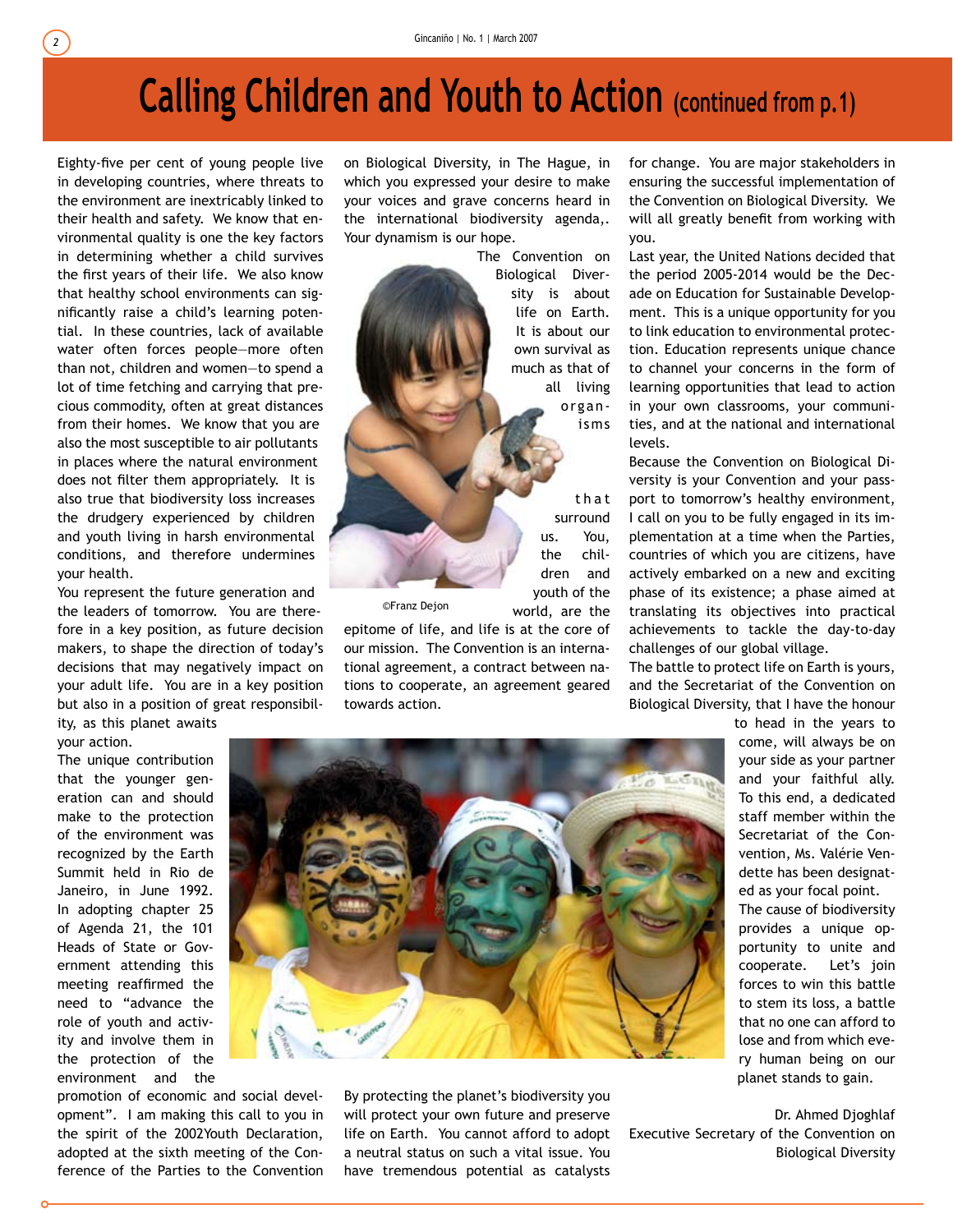# Calling Children and Youth to Action (continued from p.1)

Eighty-five per cent of young people live in developing countries, where threats to the environment are inextricably linked to their health and safety. We know that environmental quality is one the key factors in determining whether a child survives the first years of their life. We also know that healthy school environments can significantly raise a child's learning potential. In these countries, lack of available water often forces people—more often than not, children and women—to spend a lot of time fetching and carrying that precious commodity, often at great distances from their homes. We know that you are also the most susceptible to air pollutants in places where the natural environment does not filter them appropriately. It is also true that biodiversity loss increases the drudgery experienced by children and youth living in harsh environmental conditions, and therefore undermines your health.

You represent the future generation and the leaders of tomorrow. You are therefore in a key position, as future decision makers, to shape the direction of today's decisions that may negatively impact on your adult life. You are in a key position but also in a position of great responsibility, as this planet awaits your action.

The unique contribution that the younger generation can and should make to the protection of the environment was recognized by the Earth Summit held in Rio de Janeiro, in June 1992. In adopting chapter 25 of Agenda 21, the 101 Heads of State or Government attending this meeting reaffirmed the need to "advance the role of youth and activity and involve them in the protection of the environment and the promotion of economic and social development". I am making this call to you in the spirit of the 2002Youth Declaration, adopted at the sixth meeting of the Conference of the Parties to the Convention on Biological Diversity, in The Hague, in which you expressed your desire to make your voices and grave concerns heard in the international biodiversity agenda,. Your dynamism is our hope.

The Convention on Biological Diversity is about life on Earth. It is about our own survival as much as that of all living organisms that surround us. You, the children and youth of the world, are the epitome of life, and life is at the core of our mission. The Convention is an international agreement, a contract between nations to cooperate, an agreement geared towards action.

©Franz Dejon

By protecting the planet's biodiversity you will protect your own future and preserve life on Earth. You cannot afford to adopt a neutral status on such a vital issue. You have tremendous potential as catalysts for change. You are major stakeholders in ensuring the successful implementation of the Convention on Biological Diversity. We will all greatly benefit from working with you.

Last year, the United Nations decided that the period 2005-2014 would be the Decade on Education for Sustainable Development. This is a unique opportunity for you to link education to environmental protection. Education represents unique chance to channel your concerns in the form of learning opportunities that lead to action in your own classrooms, your communities, and at the national and international levels.

Because the Convention on Biological Diversity is your Convention and your passport to tomorrow's healthy environment, I call on you to be fully engaged in its implementation at a time when the Parties, countries of which you are citizens, have actively embarked on a new and exciting phase of its existence; a phase aimed at translating its objectives into practical achievements to tackle the day-to-day challenges of our global village.

The battle to protect life on Earth is yours, and the Secretariat of the Convention on Biological Diversity, that I have the honour to head in the years to come, will always be on your side as your partner and your faithful ally. To this end, a dedicated staff member within the Secretariat of the Convention, Ms. Valérie Vendette has been designated as your focal point.

The cause of biodiversity provides a unique opportunity to unite and cooperate. Let's join forces to win this battle to stem its loss, a battle that no one can afford to lose and from which every human being on our planet stands to gain.

Dr. Ahmed Djoghlaf
Executive Secretary of the Convention on Biological Diversity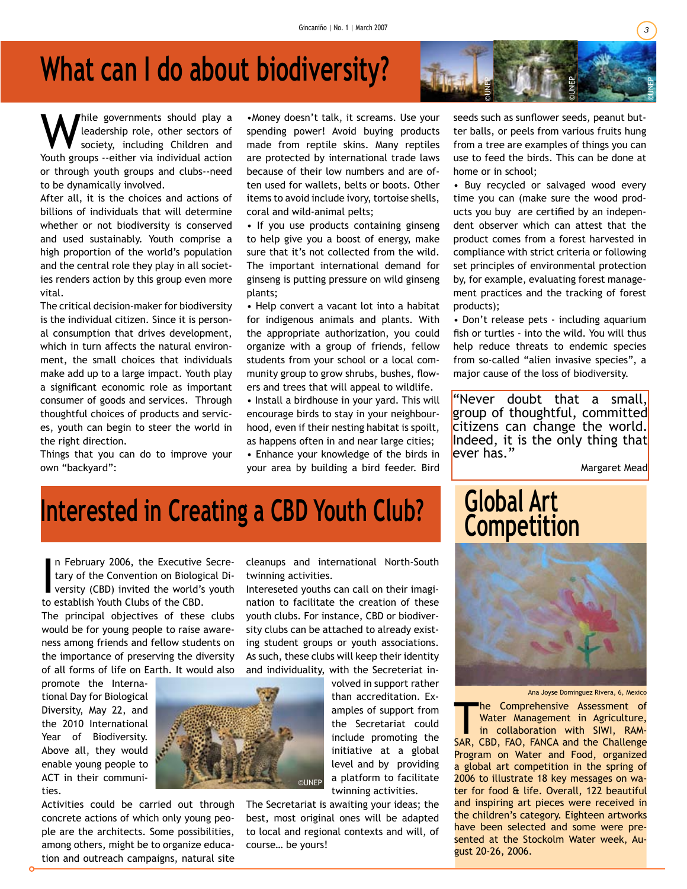# What can I do about biodiversity?

While governments should play a leadership role, other sectors of society, including Children and Youth groups --either via individual action or through youth groups and clubs--need to be dynamically involved.

After all, it is the choices and actions of billions of individuals that will determine whether or not biodiversity is conserved and used sustainably. Youth comprise a high proportion of the world's population and the central role they play in all societies renders action by this group even more vital.

The critical decision-maker for biodiversity is the individual citizen. Since it is personal consumption that drives development, which in turn affects the natural environment, the small choices that individuals make add up to a large impact. Youth play a significant economic role as important consumer of goods and services. Through thoughtful choices of products and services, youth can begin to steer the world in the right direction.

Things that you can do to improve your own "backyard":

- Money doesn't talk, it screams. Use your spending power! Avoid buying products made from reptile skins. Many reptiles are protected by international trade laws because of their low numbers and are often used for wallets, belts or boots. Other items to avoid include ivory, tortoise shells, coral and wild-animal pelts;
- If you use products containing ginseng to help give you a boost of energy, make sure that it's not collected from the wild. The important international demand for ginseng is putting pressure on wild ginseng plants;
- Help convert a vacant lot into a habitat for indigenous animals and plants. With the appropriate authorization, you could organize with a group of friends, fellow students from your school or a local community group to grow shrubs, bushes, flowers and trees that will appeal to wildlife.
- Install a birdhouse in your yard. This will encourage birds to stay in your neighbourhood, even if their nesting habitat is spoilt, as happens often in and near large cities;
- Enhance your knowledge of the birds in your area by building a bird feeder. Bird seeds such as sunflower seeds, peanut butter balls, or peels from various fruits hung from a tree are examples of things you can use to feed the birds. This can be done at home or in school;
- Buy recycled or salvaged wood every time you can (make sure the wood products you buy are certified by an independent observer which can attest that the product comes from a forest harvested in compliance with strict criteria or following set principles of environmental protection by, for example, evaluating forest management practices and the tracking of forest products);
- Don't release pets - including aquarium fish or turtles - into the wild. You will thus help reduce threats to endemic species from so-called "alien invasive species", a major cause of the loss of biodiversity.

> "Never doubt that a small, group of thoughtful, committed citizens can change the world. Indeed, it is the only thing that ever has."
>
> Margaret Mead

# Interested in Creating a CBD Youth Club?

In February 2006, the Executive Secretary of the Convention on Biological Diversity (CBD) invited the world's youth to establish Youth Clubs of the CBD.

The principal objectives of these clubs would be for young people to raise awareness among friends and fellow students on the importance of preserving the diversity of all forms of life on Earth. It would also promote the International Day for Biological Diversity, May 22, and the 2010 International Year of Biodiversity. Above all, they would enable young people to ACT in their communities.

Activities could be carried out through concrete actions of which only young people are the architects. Some possibilities, among others, might be to organize education and outreach campaigns, natural site cleanups and international North-South twinning activities.

Intereseted youths can call on their imagination to facilitate the creation of these youth clubs. For instance, CBD or biodiversity clubs can be attached to already existing student groups or youth associations. As such, these clubs will keep their identity and individuality, with the Secreteriat involved in support rather than accreditation. Examples of support from the Secretariat could include promoting the initiative at a global level and by providing a platform to facilitate twinning activities.

The Secretariat is awaiting your ideas; the best, most original ones will be adapted to local and regional contexts and will, of course… be yours!

# Global Art Competition

Ana Joyse Dominguez Rivera, 6, Mexico

The Comprehensive Assessment of Water Management in Agriculture, in collaboration with SIWI, RAMSAR, CBD, FAO, FANCA and the Challenge Program on Water and Food, organized a global art competition in the spring of 2006 to illustrate 18 key messages on water for food & life. Overall, 122 beautiful and inspiring art pieces were received in the children's category. Eighteen artworks have been selected and some were presented at the Stockolm Water week, August 20-26, 2006.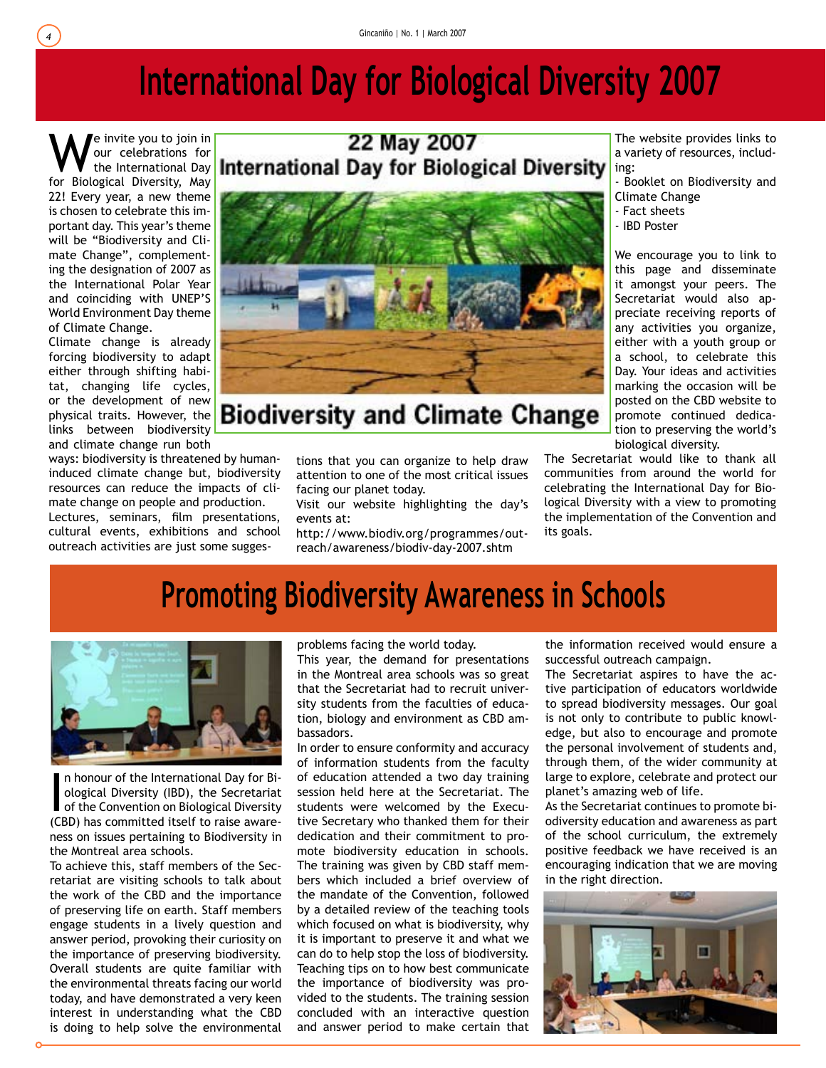# International Day for Biological Diversity 2007

We invite you to join in our celebrations for the International Day for Biological Diversity, May 22! Every year, a new theme is chosen to celebrate this important day. This year's theme will be "Biodiversity and Climate Change", complementing the designation of 2007 as the International Polar Year and coinciding with UNEP'S World Environment Day theme of Climate Change.

Climate change is already forcing biodiversity to adapt either through shifting habitat, changing life cycles, or the development of new physical traits. However, the links between biodiversity and climate change run both ways: biodiversity is threatened by human-induced climate change but, biodiversity resources can reduce the impacts of climate change on people and production.

Lectures, seminars, film presentations, cultural events, exhibitions and school outreach activities are just some suggestions that you can organize to help draw attention to one of the most critical issues facing our planet today.

Visit our website highlighting the day's events at:

http://www.biodiv.org/programmes/outreach/awareness/biodiv-day-2007.shtm

22 May 2007
International Day for Biological Diversity
Biodiversity and Climate Change

The website provides links to a variety of resources, including:

- Booklet on Biodiversity and Climate Change
- Fact sheets
- IBD Poster

We encourage you to link to this page and disseminate it amongst your peers. The Secretariat would also appreciate receiving reports of any activities you organize, either with a youth group or a school, to celebrate this Day. Your ideas and activities marking the occasion will be posted on the CBD website to promote continued dedication to preserving the world's biological diversity.

The Secretariat would like to thank all communities from around the world for celebrating the International Day for Biological Diversity with a view to promoting the implementation of the Convention and its goals.

# Promoting Biodiversity Awareness in Schools

In honour of the International Day for Biological Diversity (IBD), the Secretariat of the Convention on Biological Diversity (CBD) has committed itself to raise awareness on issues pertaining to Biodiversity in the Montreal area schools.

To achieve this, staff members of the Secretariat are visiting schools to talk about the work of the CBD and the importance of preserving life on earth. Staff members engage students in a lively question and answer period, provoking their curiosity on the importance of preserving biodiversity. Overall students are quite familiar with the environmental threats facing our world today, and have demonstrated a very keen interest in understanding what the CBD is doing to help solve the environmental problems facing the world today.

This year, the demand for presentations in the Montreal area schools was so great that the Secretariat had to recruit university students from the faculties of education, biology and environment as CBD ambassadors.

In order to ensure conformity and accuracy of information students from the faculty of education attended a two day training session held here at the Secretariat. The students were welcomed by the Executive Secretary who thanked them for their dedication and their commitment to promote biodiversity education in schools. The training was given by CBD staff members which included a brief overview of the mandate of the Convention, followed by a detailed review of the teaching tools which focused on what is biodiversity, why it is important to preserve it and what we can do to help stop the loss of biodiversity. Teaching tips on to how best communicate the importance of biodiversity was provided to the students. The training session concluded with an interactive question and answer period to make certain that the information received would ensure a successful outreach campaign.

The Secretariat aspires to have the active participation of educators worldwide to spread biodiversity messages. Our goal is not only to contribute to public knowledge, but also to encourage and promote the personal involvement of students and, through them, of the wider community at large to explore, celebrate and protect our planet's amazing web of life.

As the Secretariat continues to promote biodiversity education and awareness as part of the school curriculum, the extremely positive feedback we have received is an encouraging indication that we are moving in the right direction.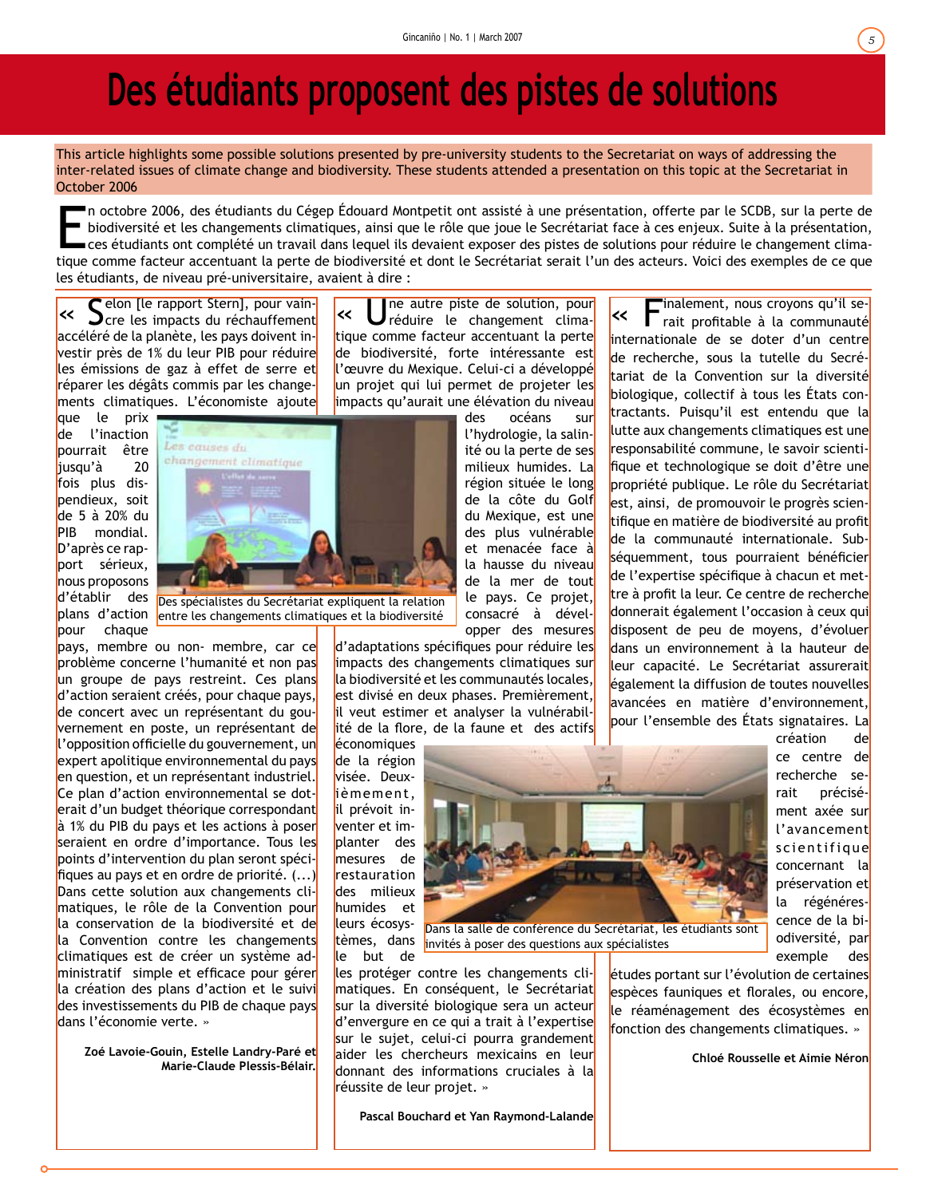# Des étudiants proposent des pistes de solutions

This article highlights some possible solutions presented by pre-university students to the Secretariat on ways of addressing the inter-related issues of climate change and biodiversity. These students attended a presentation on this topic at the Secretariat in October 2006

En octobre 2006, des étudiants du Cégep Édouard Montpetit ont assisté à une présentation, offerte par le SCDB, sur la perte de biodiversité et les changements climatiques, ainsi que le rôle que joue le Secrétariat face à ces enjeux. Suite à la présentation, ces étudiants ont complété un travail dans lequel ils devaient exposer des pistes de solutions pour réduire le changement climatique comme facteur accentuant la perte de biodiversité et dont le Secrétariat serait l'un des acteurs. Voici des exemples de ce que les étudiants, de niveau pré-universitaire, avaient à dire :

« Selon [le rapport Stern], pour vaincre les impacts du réchauffement accéléré de la planète, les pays doivent investir près de 1% du leur PIB pour réduire les émissions de gaz à effet de serre et réparer les dégâts commis par les changements climatiques. L'économiste ajoute que le prix de l'inaction pourrait être jusqu'à 20 fois plus dispendieux, soit de 5 à 20% du PIB mondial. D'après ce rapport sérieux, nous proposons d'établir des plans d'action pour chaque pays, membre ou non- membre, car ce problème concerne l'humanité et non pas un groupe de pays restreint. Ces plans d'action seraient créés, pour chaque pays, de concert avec un représentant du gouvernement en poste, un représentant de l'opposition officielle du gouvernement, un expert apolitique environnemental du pays en question, et un représentant industriel. Ce plan d'action environnemental se doterait d'un budget théorique correspondant à 1% du PIB du pays et les actions à poser seraient en ordre d'importance. Tous les points d'intervention du plan seront spécifiques au pays et en ordre de priorité. (...) Dans cette solution aux changements climatiques, le rôle de la Convention pour la conservation de la biodiversité et de la Convention contre les changements climatiques est de créer un système administratif simple et efficace pour gérer la création des plans d'action et le suivi des investissements du PIB de chaque pays dans l'économie verte. »

**Zoé Lavoie-Gouin, Estelle Landry-Paré et Marie-Claude Plessis-Bélair.**

Des spécialistes du Secrétariat expliquent la relation entre les changements climatiques et la biodiversité

« Une autre piste de solution, pour réduire le changement climatique comme facteur accentuant la perte de biodiversité, forte intéressante est l'œuvre du Mexique. Celui-ci a développé un projet qui lui permet de projeter les impacts qu'aurait une élévation du niveau des océans sur l'hydrologie, la salinité ou la perte de ses milieux humides. La région située le long de la côte du Golf du Mexique, est une des plus vulnérable et menacée face à la hausse du niveau de la mer de tout le pays. Ce projet, consacré à développer des mesures d'adaptations spécifiques pour réduire les impacts des changements climatiques sur la biodiversité et les communautés locales, est divisé en deux phases. Premièrement, il veut estimer et analyser la vulnérabilité de la flore, de la faune et des actifs économiques de la région visée. Deuxièmement, il prévoit inventer et implanter des mesures de restauration des milieux humides et leurs écosystèmes, dans le but de les protéger contre les changements climatiques. En conséquent, le Secrétariat sur la diversité biologique sera un acteur d'envergure en ce qui a trait à l'expertise sur le sujet, celui-ci pourra grandement aider les chercheurs mexicains en leur donnant des informations cruciales à la réussite de leur projet. »

**Pascal Bouchard et Yan Raymond-Lalande**

Dans la salle de conférence du Secrétariat, les étudiants sont invités à poser des questions aux spécialistes

« Finalement, nous croyons qu'il serait profitable à la communauté internationale de se doter d'un centre de recherche, sous la tutelle du Secrétariat de la Convention sur la diversité biologique, collectif à tous les États contractants. Puisqu'il est entendu que la lutte aux changements climatiques est une responsabilité commune, le savoir scientifique et technologique se doit d'être une propriété publique. Le rôle du Secrétariat est, ainsi, de promouvoir le progrès scientifique en matière de biodiversité au profit de la communauté internationale. Subséquemment, tous pourraient bénéficier de l'expertise spécifique à chacun et mettre à profit la leur. Ce centre de recherche donnerait également l'occasion à ceux qui disposent de peu de moyens, d'évoluer dans un environnement à la hauteur de leur capacité. Le Secrétariat assurerait également la diffusion de toutes nouvelles avancées en matière d'environnement, pour l'ensemble des États signataires. La création de ce centre de recherche serait précisément axée sur l'avancement scientifique concernant la préservation et la régénérescence de la biodiversité, par exemple des études portant sur l'évolution de certaines espèces fauniques et florales, ou encore, le réaménagement des écosystèmes en fonction des changements climatiques. »

**Chloé Rousselle et Aimie Néron**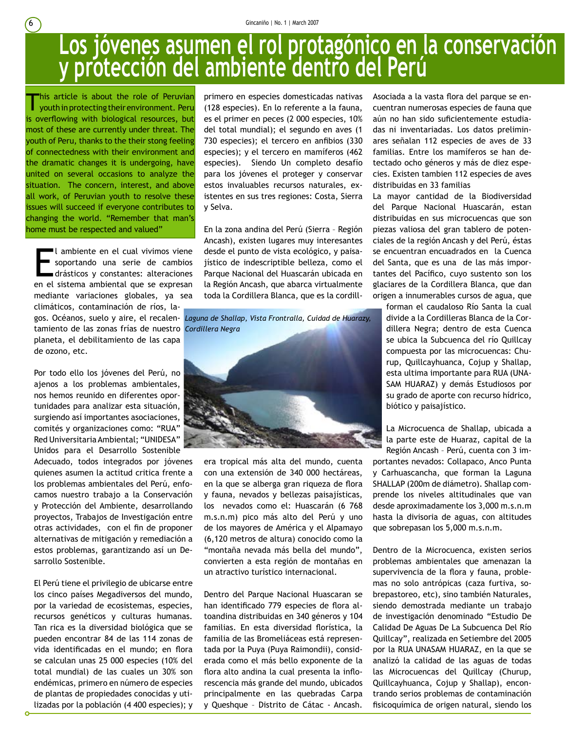# Los jóvenes asumen el rol protagónico en la conservación y protección del ambiente dentro del Perú

This article is about the role of Peruvian youth in protecting their environment. Peru is overflowing with biological resources, but most of these are currently under threat. The youth of Peru, thanks to the their stong feeling of connectedness with their environment and the dramatic changes it is undergoing, have united on several occasions to analyze the situation. The concern, interest, and above all work, of Peruvian youth to resolve these issues will succeed if everyone contributes to changing the world. "Remember that man's home must be respected and valued"

El ambiente en el cual vivimos viene soportando una serie de cambios drásticos y constantes: alteraciones en el sistema ambiental que se expresan mediante variaciones globales, ya sea climáticos, contaminación de ríos, lagos. Océanos, suelo y aire, el recalentamiento de las zonas frías de nuestro planeta, el debilitamiento de las capa de ozono, etc.

Por todo ello los jóvenes del Perú, no ajenos a los problemas ambientales, nos hemos reunido en diferentes oportunidades para analizar esta situación, surgiendo así importantes asociaciones, comités y organizaciones como: "RUA" Red Universitaria Ambiental; "UNIDESA" Unidos para el Desarrollo Sostenible Adecuado, todos integrados por jóvenes quienes asumen la actitud critica frente a los problemas ambientales del Perú, enfocamos nuestro trabajo a la Conservación y Protección del Ambiente, desarrollando proyectos, Trabajos de Investigación entre otras actividades, con el fin de proponer alternativas de mitigación y remediación a estos problemas, garantizando así un Desarrollo Sostenible.

El Perú tiene el privilegio de ubicarse entre los cinco países Megadiversos del mundo, por la variedad de ecosistemas, especies, recursos genéticos y culturas humanas. Tan rica es la diversidad biológica que se pueden encontrar 84 de las 114 zonas de vida identificadas en el mundo; en flora se calculan unas 25 000 especies (10% del total mundial) de las cuales un 30% son endémicas, primero en número de especies de plantas de propiedades conocidas y utilizadas por la población (4 400 especies); y primero en especies domesticadas nativas (128 especies). En lo referente a la fauna, es el primer en peces (2 000 especies, 10% del total mundial); el segundo en aves (1 730 especies); y el tercero en anfibios (330 especies); y el tercero en mamíferos (462 especies). Siendo Un completo desafío para los jóvenes el proteger y conservar estos invaluables recursos naturales, existentes en sus tres regiones: Costa, Sierra y Selva.

En la zona andina del Perú (Sierra – Región Ancash), existen lugares muy interesantes desde el punto de vista ecológico, y paisajístico de indescriptible belleza, como el Parque Nacional del Huascarán ubicada en la Región Ancash, que abarca virtualmente toda la Cordillera Blanca, que es la cordillera tropical más alta del mundo, cuenta con una extensión de 340 000 hectáreas, en la que se alberga gran riqueza de flora y fauna, nevados y bellezas paisajísticas, los nevados como el: Huascarán (6 768 m.s.n.m) pico más alto del Perú y uno de los mayores de América y el Alpamayo (6,120 metros de altura) conocido como la "montaña nevada más bella del mundo", convierten a esta región de montañas en un atractivo turístico internacional.

*Laguna de Shallap, Vista Frontralla, Cuidad de Huarazy, Cordillera Negra*

Dentro del Parque Nacional Huascaran se han identificado 779 especies de flora altoandina distribuidas en 340 géneros y 104 familias. En esta diversidad florística, la familia de las Bromeliáceas está representada por la Puya (Puya Raimondii), considerada como el más bello exponente de la flora alto andina la cual presenta la inflorescencia más grande del mundo, ubicados principalmente en las quebradas Carpa y Queshque – Distrito de Cátac - Ancash. Asociada a la vasta flora del parque se encuentran numerosas especies de fauna que aún no han sido suficientemente estudiadas ni inventariadas. Los datos preliminares señalan 112 especies de aves de 33 familias. Entre los mamíferos se han detectado ocho géneros y más de diez especies. Existen tambien 112 especies de aves distribuidas en 33 familias

La mayor cantidad de la Biodiversidad del Parque Nacional Huascarán, estan distribuidas en sus microcuencas que son piezas valiosa del gran tablero de potenciales de la región Ancash y del Perú, éstas se encuentran encuadrados en la Cuenca del Santa, que es una de las más importantes del Pacífico, cuyo sustento son los glaciares de la Cordillera Blanca, que dan origen a innumerables cursos de agua, que forman el caudaloso Río Santa la cual divide a la Cordilleras Blanca de la Cordillera Negra; dentro de esta Cuenca se ubica la Subcuenca del río Quillcay compuesta por las microcuencas: Churup, Quillcayhuanca, Cojup y Shallap, esta ultima importante para RUA (UNASAM HUARAZ) y demás Estudiosos por su grado de aporte con recurso hídrico, biótico y paisajístico.

La Microcuenca de Shallap, ubicada a la parte este de Huaraz, capital de la Región Ancash – Perú, cuenta con 3 importantes nevados: Collapaco, Anco Punta y Carhuascancha, que forman la Laguna SHALLAP (200m de diámetro). Shallap comprende los niveles altitudinales que van desde aproximadamente los 3,000 m.s.n.m hasta la divisoria de aguas, con altitudes que sobrepasan los 5,000 m.s.n.m.

Dentro de la Microcuenca, existen serios problemas ambientales que amenazan la supervivencia de la flora y fauna, problemas no solo antrópicas (caza furtiva, sobrepastoreo, etc), sino también Naturales, siendo demostrada mediante un trabajo de investigación denominado "Estudio De Calidad De Aguas De La Subcuenca Del Río Quillcay", realizada en Setiembre del 2005 por la RUA UNASAM HUARAZ, en la que se analizó la calidad de las aguas de todas las Microcuencas del Quillcay (Churup, Quillcayhuanca, Cojup y Shallap), encontrando serios problemas de contaminación fisicoquímica de origen natural, siendo los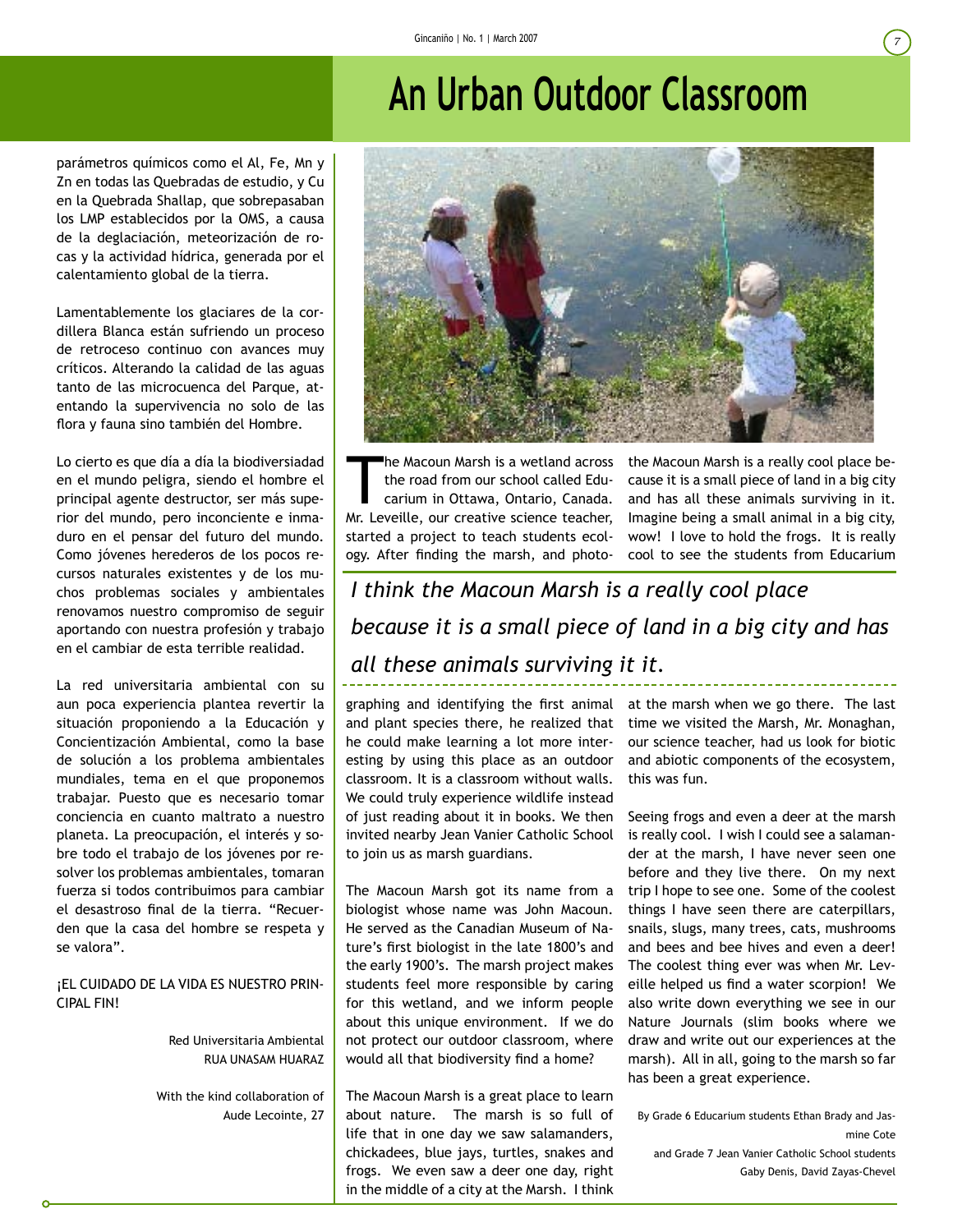parámetros químicos como el Al, Fe, Mn y Zn en todas las Quebradas de estudio, y Cu en la Quebrada Shallap, que sobrepasaban los LMP establecidos por la OMS, a causa de la deglaciación, meteorización de rocas y la actividad hídrica, generada por el calentamiento global de la tierra.

Lamentablemente los glaciares de la cordillera Blanca están sufriendo un proceso de retroceso continuo con avances muy críticos. Alterando la calidad de las aguas tanto de las microcuenca del Parque, atentando la supervivencia no solo de las flora y fauna sino también del Hombre.

Lo cierto es que día a día la biodiversiadad en el mundo peligra, siendo el hombre el principal agente destructor, ser más superior del mundo, pero inconciente e inmaduro en el pensar del futuro del mundo. Como jóvenes herederos de los pocos recursos naturales existentes y de los muchos problemas sociales y ambientales renovamos nuestro compromiso de seguir aportando con nuestra profesión y trabajo en el cambiar de esta terrible realidad.

La red universitaria ambiental con su aun poca experiencia plantea revertir la situación proponiendo a la Educación y Concientización Ambiental, como la base de solución a los problema ambientales mundiales, tema en el que proponemos trabajar. Puesto que es necesario tomar conciencia en cuanto maltrato a nuestro planeta. La preocupación, el interés y sobre todo el trabajo de los jóvenes por resolver los problemas ambientales, tomaran fuerza si todos contribuimos para cambiar el desastroso final de la tierra. "Recuerden que la casa del hombre se respeta y se valora".

¡EL CUIDADO DE LA VIDA ES NUESTRO PRINCIPAL FIN!

Red Universitaria Ambiental
RUA UNASAM HUARAZ

With the kind collaboration of
Aude Lecointe, 27

# An Urban Outdoor Classroom

The Macoun Marsh is a wetland across the road from our school called Educarium in Ottawa, Ontario, Canada. Mr. Leveille, our creative science teacher, started a project to teach students ecology. After finding the marsh, and photographing and identifying the first animal and plant species there, he realized that he could make learning a lot more interesting by using this place as an outdoor classroom. It is a classroom without walls. We could truly experience wildlife instead of just reading about it in books. We then invited nearby Jean Vanier Catholic School to join us as marsh guardians.

*I think the Macoun Marsh is a really cool place because it is a small piece of land in a big city and has all these animals surviving it it.*

The Macoun Marsh got its name from a biologist whose name was John Macoun. He served as the Canadian Museum of Nature's first biologist in the late 1800's and the early 1900's. The marsh project makes students feel more responsible by caring for this wetland, and we inform people about this unique environment. If we do not protect our outdoor classroom, where would all that biodiversity find a home?

The Macoun Marsh is a great place to learn about nature. The marsh is so full of life that in one day we saw salamanders, chickadees, blue jays, turtles, snakes and frogs. We even saw a deer one day, right in the middle of a city at the Marsh. I think the Macoun Marsh is a really cool place because it is a small piece of land in a big city and has all these animals surviving in it. Imagine being a small animal in a big city, wow! I love to hold the frogs. It is really cool to see the students from Educarium at the marsh when we go there. The last time we visited the Marsh, Mr. Monaghan, our science teacher, had us look for biotic and abiotic components of the ecosystem, this was fun.

Seeing frogs and even a deer at the marsh is really cool. I wish I could see a salamander at the marsh, I have never seen one before and they live there. On my next trip I hope to see one. Some of the coolest things I have seen there are caterpillars, snails, slugs, many trees, cats, mushrooms and bees and bee hives and even a deer! The coolest thing ever was when Mr. Leveille helped us find a water scorpion! We also write down everything we see in our Nature Journals (slim books where we draw and write out our experiences at the marsh). All in all, going to the marsh so far has been a great experience.

By Grade 6 Educarium students Ethan Brady and Jasmine Cote
and Grade 7 Jean Vanier Catholic School students
Gaby Denis, David Zayas-Chevel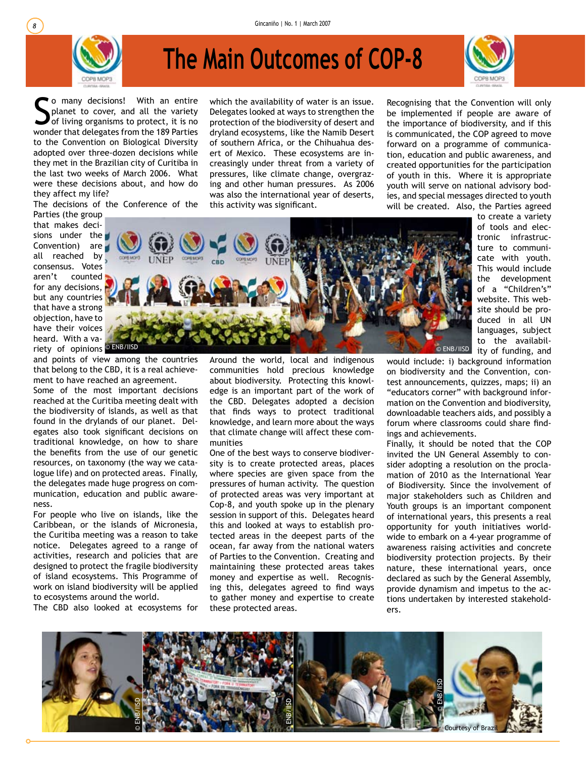# The Main Outcomes of COP-8

So many decisions! With an entire planet to cover, and all the variety of living organisms to protect, it is no wonder that delegates from the 189 Parties to the Convention on Biological Diversity adopted over three-dozen decisions while they met in the Brazilian city of Curitiba in the last two weeks of March 2006. What were these decisions about, and how do they affect my life?

The decisions of the Conference of the Parties (the group that makes decisions under the Convention) are all reached by consensus. Votes aren't counted for any decisions, but any countries that have a strong objection, have to have their voices heard. With a variety of opinions and points of view among the countries that belong to the CBD, it is a real achievement to have reached an agreement.

Some of the most important decisions reached at the Curitiba meeting dealt with the biodiversity of islands, as well as that found in the drylands of our planet. Delegates also took significant decisions on traditional knowledge, on how to share the benefits from the use of our genetic resources, on taxonomy (the way we catalogue life) and on protected areas. Finally, the delegates made huge progress on communication, education and public awareness.

For people who live on islands, like the Caribbean, or the islands of Micronesia, the Curitiba meeting was a reason to take notice. Delegates agreed to a range of activities, research and policies that are designed to protect the fragile biodiversity of island ecosystems. This Programme of work on island biodiversity will be applied to ecosystems around the world.

The CBD also looked at ecosystems for which the availability of water is an issue. Delegates looked at ways to strengthen the protection of the biodiversity of desert and dryland ecosystems, like the Namib Desert of southern Africa, or the Chihuahua desert of Mexico. These ecosystems are increasingly under threat from a variety of pressures, like climate change, overgrazing and other human pressures. As 2006 was also the international year of deserts, this activity was significant.

© ENB/IISD

© ENB/IISD

Around the world, local and indigenous communities hold precious knowledge about biodiversity. Protecting this knowledge is an important part of the work of the CBD. Delegates adopted a decision that finds ways to protect traditional knowledge, and learn more about the ways that climate change will affect these communities

One of the best ways to conserve biodiversity is to create protected areas, places where species are given space from the pressures of human activity. The question of protected areas was very important at Cop-8, and youth spoke up in the plenary session in support of this. Delegates heard this and looked at ways to establish protected areas in the deepest parts of the ocean, far away from the national waters of Parties to the Convention. Creating and maintaining these protected areas takes money and expertise as well. Recognising this, delegates agreed to find ways to gather money and expertise to create these protected areas.

Recognising that the Convention will only be implemented if people are aware of the importance of biodiversity, and if this is communicated, the COP agreed to move forward on a programme of communication, education and public awareness, and created opportunities for the participation of youth in this. Where it is appropriate youth will serve on national advisory bodies, and special messages directed to youth will be created. Also, the Parties agreed to create a variety of tools and electronic infrastructure to communicate with youth. This would include the development of a "Children's" website. This website should be produced in all UN languages, subject to the availability of funding, and would include: i) background information on biodiversity and the Convention, contest announcements, quizzes, maps; ii) an "educators corner" with background information on the Convention and biodiversity, downloadable teachers aids, and possibly a forum where classrooms could share findings and achievements.

Finally, it should be noted that the COP invited the UN General Assembly to consider adopting a resolution on the proclamation of 2010 as the International Year of Biodiversity. Since the involvement of major stakeholders such as Children and Youth groups is an important component of international years, this presents a real opportunity for youth initiatives worldwide to embark on a 4-year programme of awareness raising activities and concrete biodiversity protection projects. By their nature, these international years, once declared as such by the General Assembly, provide dynamism and impetus to the actions undertaken by interested stakeholders.

© ENB/IISD

© ENB/IISD

© ENB/IISD

Courtesy of Brazil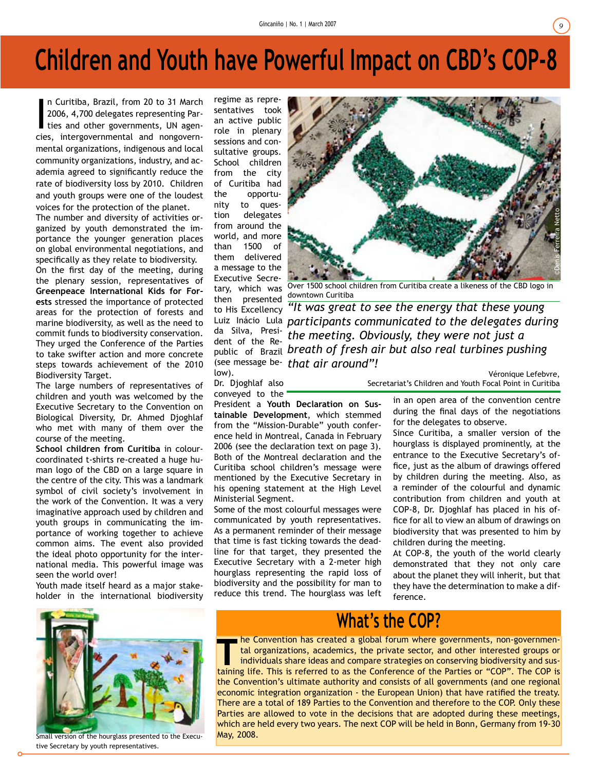# Children and Youth have Powerful Impact on CBD's COP-8

In Curitiba, Brazil, from 20 to 31 March 2006, 4,700 delegates representing Parties and other governments, UN agencies, intergovernmental and nongovernmental organizations, indigenous and local community organizations, industry, and academia agreed to significantly reduce the rate of biodiversity loss by 2010. Children and youth groups were one of the loudest voices for the protection of the planet.

The number and diversity of activities organized by youth demonstrated the importance the younger generation places on global environmental negotiations, and specifically as they relate to biodiversity.

On the first day of the meeting, during the plenary session, representatives of **Greenpeace International Kids for Forests** stressed the importance of protected areas for the protection of forests and marine biodiversity, as well as the need to commit funds to biodiversity conservation. They urged the Conference of the Parties to take swifter action and more concrete steps towards achievement of the 2010 Biodiversity Target.

The large numbers of representatives of children and youth was welcomed by the Executive Secretary to the Convention on Biological Diversity, Dr. Ahmed Djoghlaf who met with many of them over the course of the meeting.

**School children from Curitiba** in colour-coordinated t-shirts re-created a huge human logo of the CBD on a large square in the centre of the city. This was a landmark symbol of civil society's involvement in the work of the Convention. It was a very imaginative approach used by children and youth groups in communicating the importance of working together to achieve common aims. The event also provided the ideal photo opportunity for the international media. This powerful image was seen the world over!

Youth made itself heard as a major stakeholder in the international biodiversity regime as representatives took an active public role in plenary sessions and consultative groups. School children from the city of Curitiba had the opportunity to question delegates from around the world, and more than 1500 of them delivered a message to the Executive Secretary, which was then presented to His Excellency Luiz Inácio Lula da Silva, President of the Republic of Brazil (see message below).

Dr. Djoghlaf also conveyed to the President a **Youth Declaration on Sustainable Development**, which stemmed from the "Mission-Durable" youth conference held in Montreal, Canada in February 2006 (see the declaration text on page 3). Both of the Montreal declaration and the Curitiba school children's message were mentioned by the Executive Secretary in his opening statement at the High Level Ministerial Segment.

Some of the most colourful messages were communicated by youth representatives. As a permanent reminder of their message that time is fast ticking towards the deadline for that target, they presented the Executive Secretary with a 2-meter high hourglass representing the rapid loss of biodiversity and the possibility for man to reduce this trend. The hourglass was left in an open area of the convention centre during the final days of the negotiations for the delegates to observe.

Over 1500 school children from Curitiba create a likeness of the CBD logo in downtown Curitiba

©Denis Ferreira Netto

*"It was great to see the energy that these young participants communicated to the delegates during the meeting. Obviously, they were not just a breath of fresh air but also real turbines pushing that air around"!*

Véronique Lefebvre,
Secretariat's Children and Youth Focal Point in Curitiba

Since Curitiba, a smaller version of the hourglass is displayed prominently, at the entrance to the Executive Secretary's office, just as the album of drawings offered by children during the meeting. Also, as a reminder of the colourful and dynamic contribution from children and youth at COP-8, Dr. Djoghlaf has placed in his office for all to view an album of drawings on biodiversity that was presented to him by children during the meeting.

At COP-8, the youth of the world clearly demonstrated that they not only care about the planet they will inherit, but that they have the determination to make a difference.

Small version of the hourglass presented to the Executive Secretary by youth representatives.

## What's the COP?

The Convention has created a global forum where governments, non-governmental organizations, academics, the private sector, and other interested groups or individuals share ideas and compare strategies on conserving biodiversity and sustaining life. This is referred to as the Conference of the Parties or "COP". The COP is the Convention's ultimate authority and consists of all governments (and one regional economic integration organization - the European Union) that have ratified the treaty. There are a total of 189 Parties to the Convention and therefore to the COP. Only these Parties are allowed to vote in the decisions that are adopted during these meetings, which are held every two years. The next COP will be held in Bonn, Germany from 19-30 May, 2008.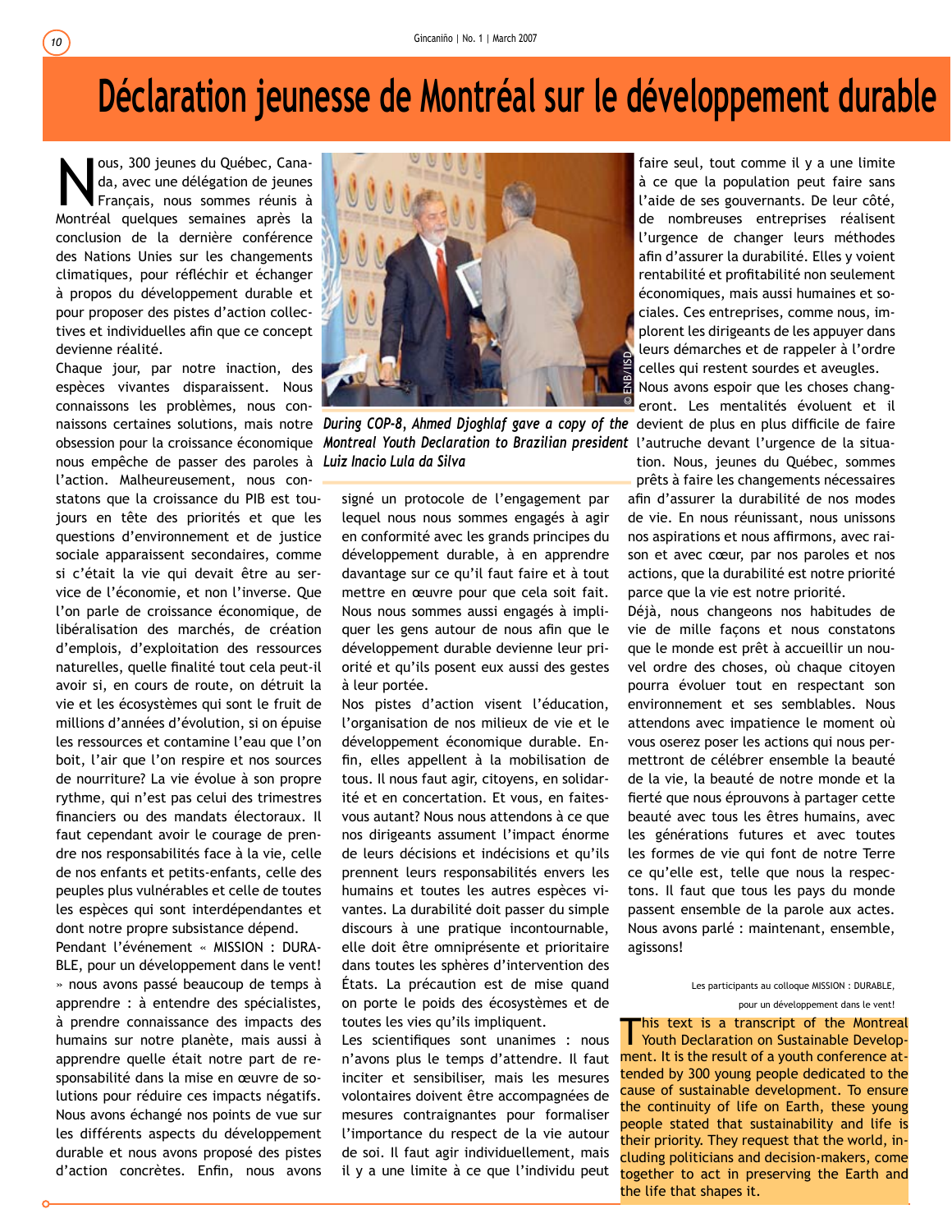# Déclaration jeunesse de Montréal sur le développement durable

Nous, 300 jeunes du Québec, Canada, avec une délégation de jeunes Français, nous sommes réunis à Montréal quelques semaines après la conclusion de la dernière conférence des Nations Unies sur les changements climatiques, pour réfléchir et échanger à propos du développement durable et pour proposer des pistes d'action collectives et individuelles afin que ce concept devienne réalité.

Chaque jour, par notre inaction, des espèces vivantes disparaissent. Nous connaissons les problèmes, nous connaissons certaines solutions, mais notre obsession pour la croissance économique nous empêche de passer des paroles à l'action. Malheureusement, nous constatons que la croissance du PIB est toujours en tête des priorités et que les questions d'environnement et de justice sociale apparaissent secondaires, comme si c'était la vie qui devait être au service de l'économie, et non l'inverse. Que l'on parle de croissance économique, de libéralisation des marchés, de création d'emplois, d'exploitation des ressources naturelles, quelle finalité tout cela peut-il avoir si, en cours de route, on détruit la vie et les écosystèmes qui sont le fruit de millions d'années d'évolution, si on épuise les ressources et contamine l'eau que l'on boit, l'air que l'on respire et nos sources de nourriture? La vie évolue à son propre rythme, qui n'est pas celui des trimestres financiers ou des mandats électoraux. Il faut cependant avoir le courage de prendre nos responsabilités face à la vie, celle de nos enfants et petits-enfants, celle des peuples plus vulnérables et celle de toutes les espèces qui sont interdépendantes et dont notre propre subsistance dépend.

Pendant l'événement « MISSION : DURABLE, pour un développement dans le vent! » nous avons passé beaucoup de temps à apprendre : à entendre des spécialistes, à prendre connaissance des impacts des humains sur notre planète, mais aussi à apprendre quelle était notre part de responsabilité dans la mise en œuvre de solutions pour réduire ces impacts négatifs. Nous avons échangé nos points de vue sur les différents aspects du développement durable et nous avons proposé des pistes d'action concrètes. Enfin, nous avons signé un protocole de l'engagement par lequel nous nous sommes engagés à agir en conformité avec les grands principes du développement durable, à en apprendre davantage sur ce qu'il faut faire et à tout mettre en œuvre pour que cela soit fait. Nous nous sommes aussi engagés à impliquer les gens autour de nous afin que le développement durable devienne leur priorité et qu'ils posent eux aussi des gestes à leur portée.

*During COP-8, Ahmed Djoghlaf gave a copy of the Montreal Youth Declaration to Brazilian president Luiz Inacio Lula da Silva*

Nos pistes d'action visent l'éducation, l'organisation de nos milieux de vie et le développement économique durable. Enfin, elles appellent à la mobilisation de tous. Il nous faut agir, citoyens, en solidarité et en concertation. Et vous, en faites-vous autant? Nous nous attendons à ce que nos dirigeants assument l'impact énorme de leurs décisions et indécisions et qu'ils prennent leurs responsabilités envers les humains et toutes les autres espèces vivantes. La durabilité doit passer du simple discours à une pratique incontournable, elle doit être omniprésente et prioritaire dans toutes les sphères d'intervention des États. La précaution est de mise quand on porte le poids des écosystèmes et de toutes les vies qu'ils impliquent.

Les scientifiques sont unanimes : nous n'avons plus le temps d'attendre. Il faut inciter et sensibiliser, mais les mesures volontaires doivent être accompagnées de mesures contraignantes pour formaliser l'importance du respect de la vie autour de soi. Il faut agir individuellement, mais il y a une limite à ce que l'individu peut faire seul, tout comme il y a une limite à ce que la population peut faire sans l'aide de ses gouvernants. De leur côté, de nombreuses entreprises réalisent l'urgence de changer leurs méthodes afin d'assurer la durabilité. Elles y voient rentabilité et profitabilité non seulement économiques, mais aussi humaines et sociales. Ces entreprises, comme nous, implorent les dirigeants de les appuyer dans leurs démarches et de rappeler à l'ordre celles qui restent sourdes et aveugles.

Nous avons espoir que les choses changeront. Les mentalités évoluent et il devient de plus en plus difficile de faire l'autruche devant l'urgence de la situation. Nous, jeunes du Québec, sommes prêts à faire les changements nécessaires afin d'assurer la durabilité de nos modes de vie. En nous réunissant, nous unissons nos aspirations et nous affirmons, avec raison et avec cœur, par nos paroles et nos actions, que la durabilité est notre priorité parce que la vie est notre priorité.

Déjà, nous changeons nos habitudes de vie de mille façons et nous constatons que le monde est prêt à accueillir un nouvel ordre des choses, où chaque citoyen pourra évoluer tout en respectant son environnement et ses semblables. Nous attendons avec impatience le moment où vous oserez poser les actions qui nous permettront de célébrer ensemble la beauté de la vie, la beauté de notre monde et la fierté que nous éprouvons à partager cette beauté avec tous les êtres humains, avec les générations futures et avec toutes les formes de vie qui font de notre Terre ce qu'elle est, telle que nous la respectons. Il faut que tous les pays du monde passent ensemble de la parole aux actes. Nous avons parlé : maintenant, ensemble, agissons!

Les participants au colloque MISSION : DURABLE, pour un développement dans le vent!

This text is a transcript of the Montreal Youth Declaration on Sustainable Development. It is the result of a youth conference attended by 300 young people dedicated to the cause of sustainable development. To ensure the continuity of life on Earth, these young people stated that sustainability and life is their priority. They request that the world, including politicians and decision-makers, come together to act in preserving the Earth and the life that shapes it.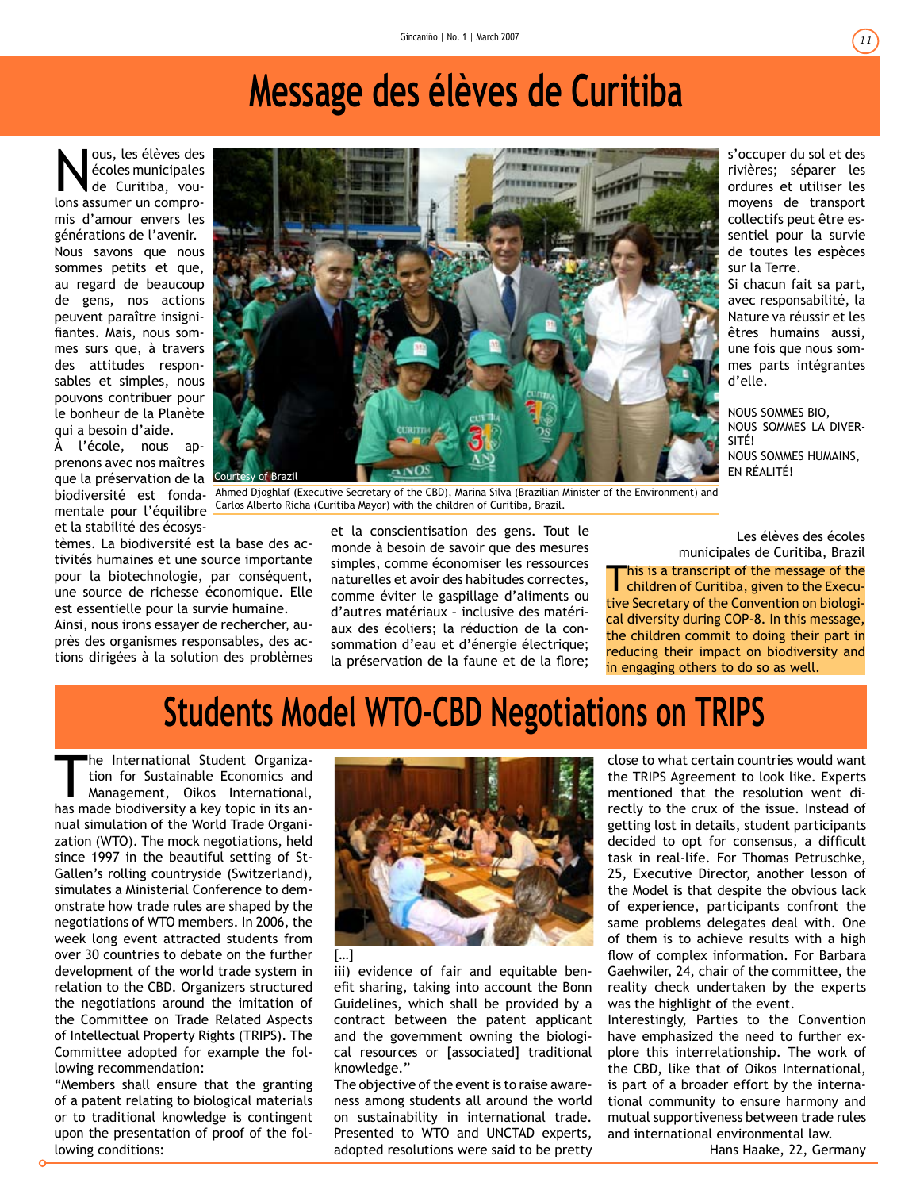# Message des élèves de Curitiba

Nous, les élèves des écoles municipales de Curitiba, voulons assumer un compromis d'amour envers les générations de l'avenir.

Nous savons que nous sommes petits et que, au regard de beaucoup de gens, nos actions peuvent paraître insignifiantes. Mais, nous sommes surs que, à travers des attitudes responsables et simples, nous pouvons contribuer pour le bonheur de la Planète qui a besoin d'aide.

À l'école, nous apprenons avec nos maîtres que la préservation de la biodiversité est fondamentale pour l'équilibre et la stabilité des écosystèmes. La biodiversité est la base des activités humaines et une source importante pour la biotechnologie, par conséquent, une source de richesse économique. Elle est essentielle pour la survie humaine.

Ainsi, nous irons essayer de rechercher, auprès des organismes responsables, des actions dirigées à la solution des problèmes et la conscientisation des gens. Tout le monde à besoin de savoir que des mesures simples, comme économiser les ressources naturelles et avoir des habitudes correctes, comme éviter le gaspillage d'aliments ou d'autres matériaux – inclusive des matériaux des écoliers; la réduction de la consommation d'eau et d'énergie électrique; la préservation de la faune et de la flore; s'occuper du sol et des rivières; séparer les ordures et utiliser les moyens de transport collectifs peut être essentiel pour la survie de toutes les espèces sur la Terre.

Si chacun fait sa part, avec responsabilité, la Nature va réussir et les êtres humains aussi, une fois que nous sommes parts intégrantes d'elle.

NOUS SOMMES BIO,
NOUS SOMMES LA DIVERSITÉ!
NOUS SOMMES HUMAINS,
EN RÉALITÉ!

Les élèves des écoles municipales de Curitiba, Brazil

Courtesy of Brazil

Ahmed Djoghlaf (Executive Secretary of the CBD), Marina Silva (Brazilian Minister of the Environment) and Carlos Alberto Richa (Curitiba Mayor) with the children of Curitiba, Brazil.

This is a transcript of the message of the children of Curitiba, given to the Executive Secretary of the Convention on Biological diversity during COP-8. In this message, the children commit to doing their part in reducing their impact on biodiversity and in engaging others to do so as well.

# Students Model WTO-CBD Negotiations on TRIPS

The International Student Organization for Sustainable Economics and Management, Oikos International, has made biodiversity a key topic in its annual simulation of the World Trade Organization (WTO). The mock negotiations, held since 1997 in the beautiful setting of St-Gallen's rolling countryside (Switzerland), simulates a Ministerial Conference to demonstrate how trade rules are shaped by the negotiations of WTO members. In 2006, the week long event attracted students from over 30 countries to debate on the further development of the world trade system in relation to the CBD. Organizers structured the negotiations around the imitation of the Committee on Trade Related Aspects of Intellectual Property Rights (TRIPS). The Committee adopted for example the following recommendation:

"Members shall ensure that the granting of a patent relating to biological materials or to traditional knowledge is contingent upon the presentation of proof of the following conditions:

[…]

iii) evidence of fair and equitable benefit sharing, taking into account the Bonn Guidelines, which shall be provided by a contract between the patent applicant and the government owning the biological resources or [associated] traditional knowledge."

The objective of the event is to raise awareness among students all around the world on sustainability in international trade. Presented to WTO and UNCTAD experts, adopted resolutions were said to be pretty close to what certain countries would want the TRIPS Agreement to look like. Experts mentioned that the resolution went directly to the crux of the issue. Instead of getting lost in details, student participants decided to opt for consensus, a difficult task in real-life. For Thomas Petruschke, 25, Executive Director, another lesson of the Model is that despite the obvious lack of experience, participants confront the same problems delegates deal with. One of them is to achieve results with a high flow of complex information. For Barbara Gaehwiler, 24, chair of the committee, the reality check undertaken by the experts was the highlight of the event.

Interestingly, Parties to the Convention have emphasized the need to further explore this interrelationship. The work of the CBD, like that of Oikos International, is part of a broader effort by the international community to ensure harmony and mutual supportiveness between trade rules and international environmental law.

Hans Haake, 22, Germany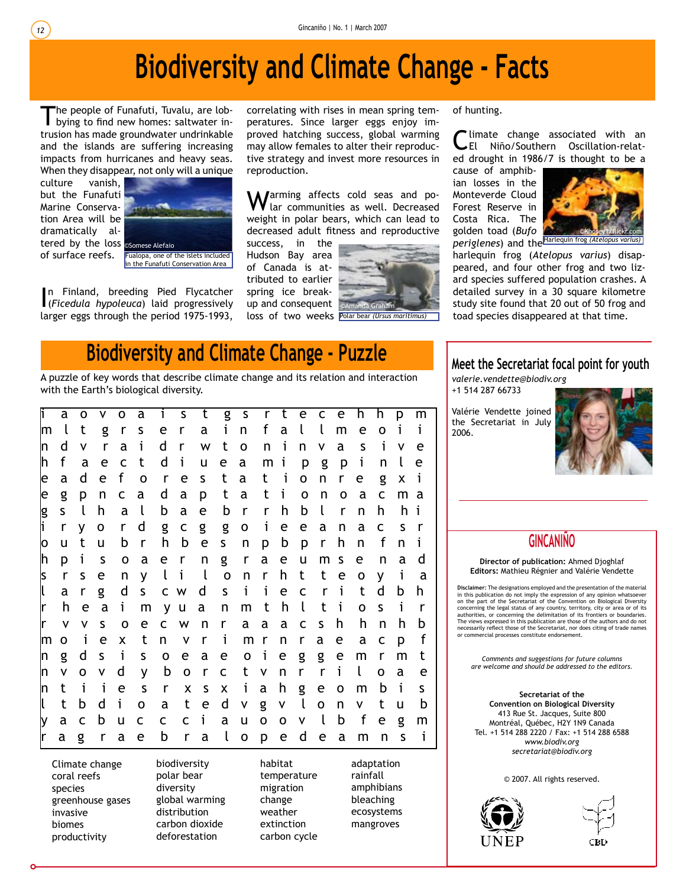# Biodiversity and Climate Change - Facts

The people of Funafuti, Tuvalu, are lobbying to find new homes: saltwater intrusion has made groundwater undrinkable and the islands are suffering increasing impacts from hurricanes and heavy seas. When they disappear, not only will a unique culture vanish, but the Funafuti Marine Conservation Area will be dramatically altered by the loss of surface reefs.

©Somese Alefaio
Fualopa, one of the islets included in the Funafuti Conservation Area

In Finland, breeding Pied Flycatcher (*Ficedula hypoleuca*) laid progressively larger eggs through the period 1975-1993, correlating with rises in mean spring temperatures. Since larger eggs enjoy improved hatching success, global warming may allow females to alter their reproductive strategy and invest more resources in reproduction.

Warming affects cold seas and polar communities as well. Decreased weight in polar bears, which can lead to decreased adult fitness and reproductive success, in the Hudson Bay area of Canada is attributed to earlier spring ice breakup and consequent loss of two weeks of hunting.

©Amanda Graham
Polar bear *(Ursus maritimus)*

Climate change associated with an El Niño/Southern Oscillation-related drought in 1986/7 is thought to be a cause of amphibian losses in the Monteverde Cloud Forest Reserve in Costa Rica. The golden toad (*Bufo periglenes*) and the harlequin frog (*Atelopus varius*) disappeared, and four other frog and two lizard species suffered population crashes. A detailed survey in a 30 square kilometre study site found that 20 out of 50 frog and toad species disappeared at that time.

©Khosey1/flickr.com
Harlequin frog *(Atelopus varius)*

## Biodiversity and Climate Change - Puzzle

A puzzle of key words that describe climate change and its relation and interaction with the Earth's biological diversity.

| | | | | | | | | | | | | | | | | | | |
|---|---|---|---|---|---|---|---|---|---|---|---|---|---|---|---|---|---|---|
| i | a | o | v | o | a | i | s | t | g | s | r | t | e | c | e | h | h | p | m |
| m | l | t | g | r | s | e | r | a | i | n | f | a | l | l | m | e | o | i | i |
| n | d | v | r | a | i | d | r | w | t | o | n | i | n | v | a | s | i | v | e |
| h | f | a | e | c | t | d | i | u | e | a | m | i | p | g | p | i | n | l | e |
| e | a | d | e | f | o | r | e | s | t | a | t | i | o | n | r | e | g | x | i |
| e | g | p | n | c | a | d | a | p | t | a | t | i | o | n | o | a | c | m | a |
| g | s | l | h | a | l | b | a | e | b | r | r | h | b | l | r | n | h | h | i |
| i | r | y | o | r | d | g | c | g | g | o | i | e | e | a | n | a | c | s | r |
| o | u | t | u | b | r | h | b | e | s | n | p | b | p | r | h | n | f | n | i |
| h | p | i | s | o | a | e | r | n | g | r | a | e | u | m | s | e | n | a | d |
| s | r | s | e | n | y | l | i | l | o | n | r | h | t | t | e | o | y | i | a |
| l | a | r | g | d | s | c | w | d | s | i | i | e | c | r | i | t | d | b | h |
| r | h | e | a | i | m | y | u | a | n | m | t | h | l | t | i | o | s | i | r |
| r | v | v | s | o | e | c | w | n | r | a | a | a | c | s | h | h | n | h | b |
| m | o | i | e | x | t | n | v | r | i | m | r | n | r | a | e | a | c | p | f |
| n | g | d | s | i | s | o | e | a | e | o | i | e | g | g | e | m | r | m | t |
| n | v | o | v | d | y | b | o | r | c | t | v | n | r | r | i | l | o | a | e |
| n | t | i | i | e | s | r | x | s | x | i | a | h | g | e | o | m | b | i | s |
| l | t | b | d | i | o | a | t | e | d | v | g | v | l | o | n | v | t | u | b |
| y | a | c | b | u | c | c | c | i | a | u | o | o | v | l | b | f | e | g | m |
| r | a | g | r | a | e | b | r | a | l | o | p | e | d | e | a | m | n | s | i |

| | | | |
|---|---|---|---|
| Climate change | biodiversity | habitat | adaptation |
| coral reefs | polar bear | temperature | rainfall |
| species | diversity | migration | amphibians |
| greenhouse gases | global warming | change | bleaching |
| invasive | distribution | weather | ecosystems |
| biomes | carbon dioxide | extinction | mangroves |
| productivity | deforestation | carbon cycle | |

## Meet the Secretariat focal point for youth

*valerie.vendette@biodiv.org*
+1 514 287 66733

Valérie Vendette joined the Secretariat in July 2006.

## GINCANIÑO

**Director of publication:** Ahmed Djoghlaf
**Editors:** Mathieu Régnier and Valérie Vendette

**Disclaimer:** The designations employed and the presentation of the material in this publication do not imply the expression of any opinion whatsoever on the part of the Secretariat of the Convention on Biological Diversity concerning the legal status of any country, territory, city or area or of its authorities, or concerning the delimitation of its frontiers or boundaries. The views expressed in this publication are those of the authors and do not necessarily reflect those of the Secretariat, nor does citing of trade names or commercial processes constitute endorsement.

*Comments and suggestions for future columns are welcome and should be addressed to the editors.*

**Secretariat of the Convention on Biological Diversity**
413 Rue St. Jacques, Suite 800
Montréal, Québec, H2Y 1N9 Canada
Tel. +1 514 288 2220 / Fax: +1 514 288 6588
*www.biodiv.org*
*secretariat@biodiv.org*

© 2007. All rights reserved.

UNEP

CBD